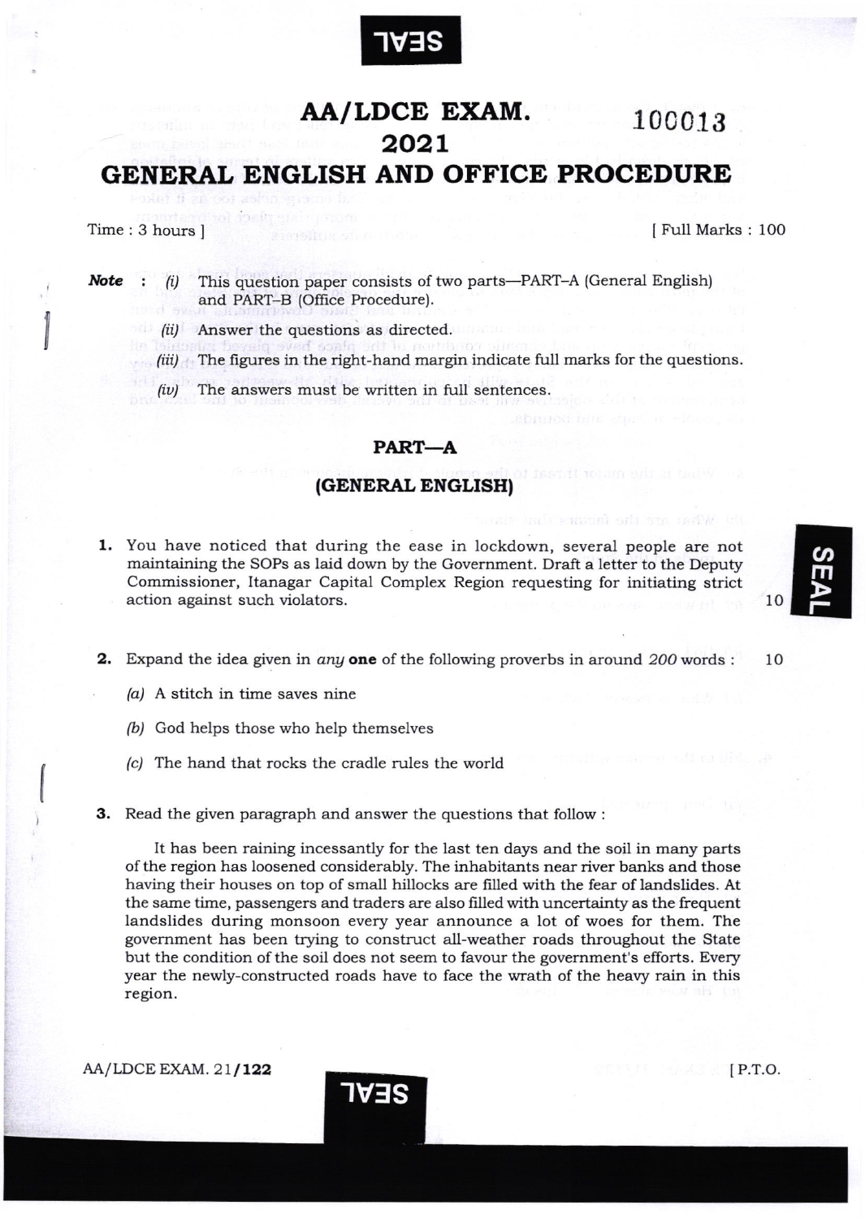# AA/LDCE EXAM. 2021

100013

## GENERAL ENGLISH AND OFFICE PROCEDURE

Time : 3 hours ] [ Full Marks : 100

***Note*** : *(i)* This question paper consists of two parts—PART–A (General English) and PART–B (Office Procedure).

*(ii)* Answer the questions as directed.

*(iii)* The figures in the right-hand margin indicate full marks for the questions.

*(iv)* The answers must be written in full sentences.

## PART—A

### (GENERAL ENGLISH)

**1.** You have noticed that during the ease in lockdown, several people are not maintaining the SOPs as laid down by the Government. Draft a letter to the Deputy Commissioner, Itanagar Capital Complex Region requesting for initiating strict action against such violators. 10

**2.** Expand the idea given in *any* **one** of the following proverbs in around *200* words : 10

*(a)* A stitch in time saves nine

*(b)* God helps those who help themselves

*(c)* The hand that rocks the cradle rules the world

**3.** Read the given paragraph and answer the questions that follow :

It has been raining incessantly for the last ten days and the soil in many parts of the region has loosened considerably. The inhabitants near river banks and those having their houses on top of small hillocks are filled with the fear of landslides. At the same time, passengers and traders are also filled with uncertainty as the frequent landslides during monsoon every year announce a lot of woes for them. The government has been trying to construct all-weather roads throughout the State but the condition of the soil does not seem to favour the government's efforts. Every year the newly-constructed roads have to face the wrath of the heavy rain in this region.

[ P.T.O.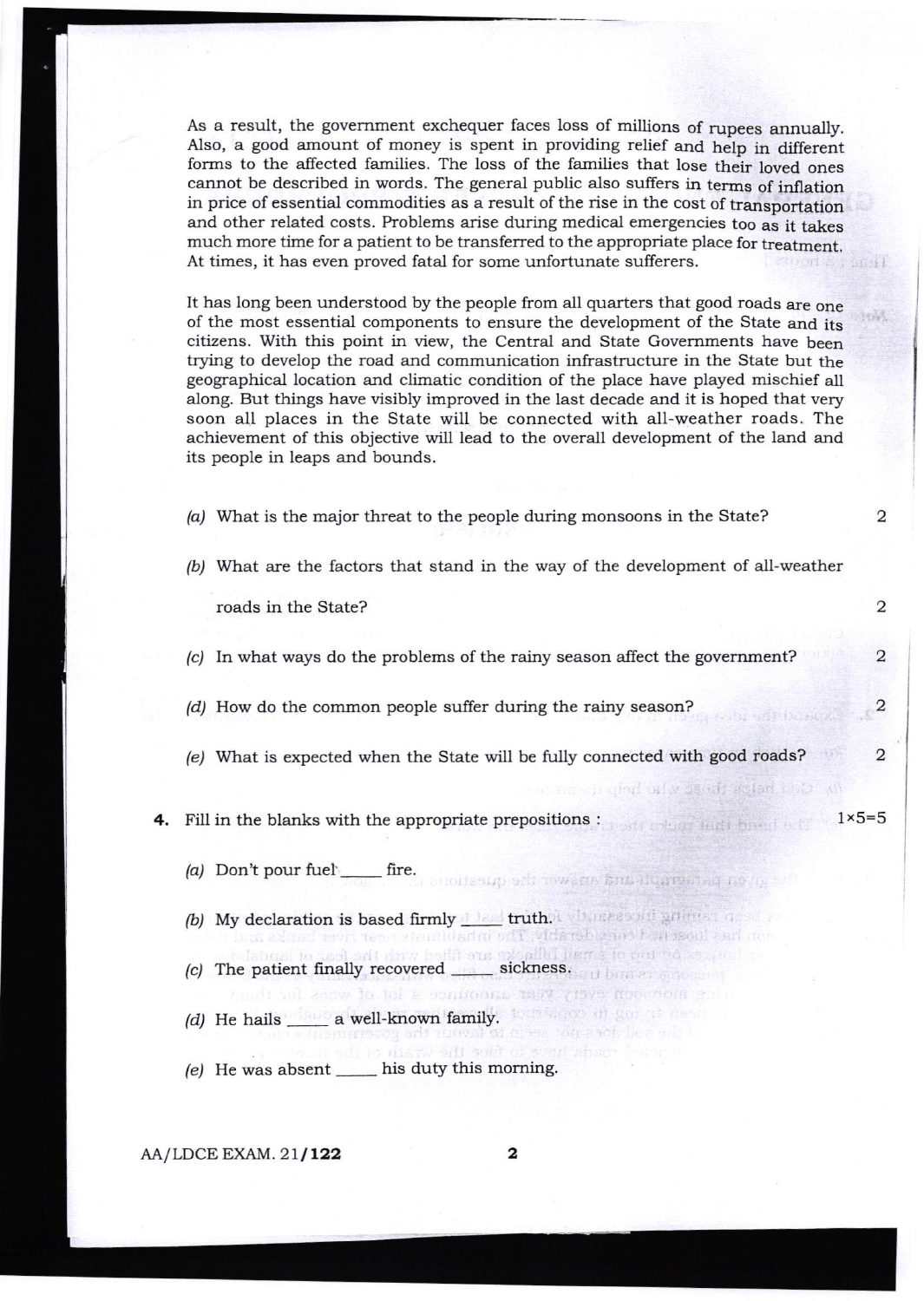As a result, the government exchequer faces loss of millions of rupees annually. Also, a good amount of money is spent in providing relief and help in different forms to the affected families. The loss of the families that lose their loved ones cannot be described in words. The general public also suffers in terms of inflation in price of essential commodities as a result of the rise in the cost of transportation and other related costs. Problems arise during medical emergencies too as it takes much more time for a patient to be transferred to the appropriate place for treatment. At times, it has even proved fatal for some unfortunate sufferers.

It has long been understood by the people from all quarters that good roads are one of the most essential components to ensure the development of the State and its citizens. With this point in view, the Central and State Governments have been trying to develop the road and communication infrastructure in the State but the geographical location and climatic condition of the place have played mischief all along. But things have visibly improved in the last decade and it is hoped that very soon all places in the State will be connected with all-weather roads. The achievement of this objective will lead to the overall development of the land and its people in leaps and bounds.

(a) What is the major threat to the people during monsoons in the State? 2

(b) What are the factors that stand in the way of the development of all-weather roads in the State? 2

(c) In what ways do the problems of the rainy season affect the government? 2

(d) How do the common people suffer during the rainy season? 2

(e) What is expected when the State will be fully connected with good roads? 2

**4.** Fill in the blanks with the appropriate prepositions : 1×5=5

(a) Don't pour fuel _____ fire.

(b) My declaration is based firmly _____ truth.

(c) The patient finally recovered _____ sickness.

(d) He hails _____ a well-known family.

(e) He was absent _____ his duty this morning.